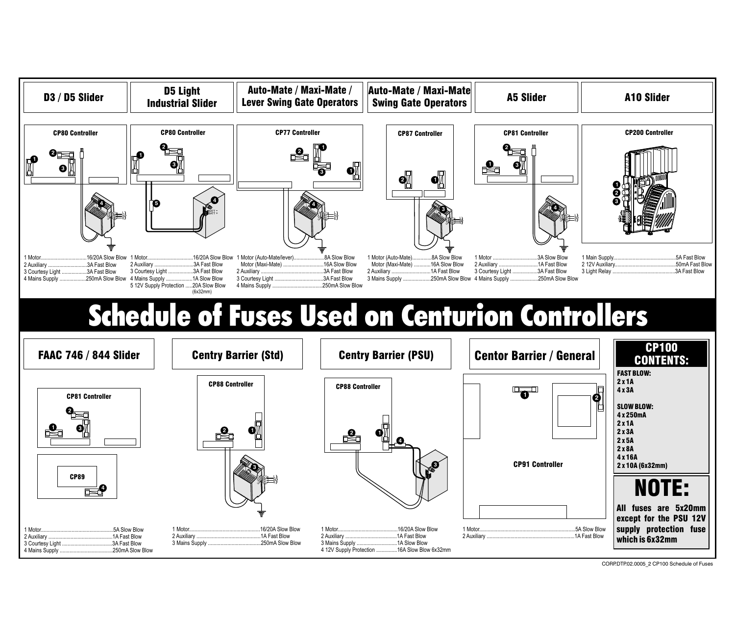# Schedule of Fuses Used on Centurion Controllers

## D3 / D5 Slider

**CP80 Controller**

1 Motor.................................16/20A Slow Blow
2 Auxiliary ............................3A Fast Blow
3 Courtesy Light ..................3A Fast Blow
4 Mains Supply ...................250mA Slow Blow

## D5 Light Industrial Slider

**CP80 Controller**

1 Motor.................................16/20A Slow Blow
2 Auxiliary ............................3A Fast Blow
3 Courtesy Light ..................3A Fast Blow
4 Mains Supply ...................1A Slow Blow
5 12V Supply Protection .....20A Slow Blow (6x32mm)

## Auto-Mate / Maxi-Mate / Lever Swing Gate Operators

**CP77 Controller**

1 Motor (Auto-Mate/lever).....................8A Slow Blow
Motor (Maxi-Mate) ............................16A Slow Blow
2 Auxiliary ............................................3A Fast Blow
3 Courtesy Light ...................................3A Fast Blow
4 Mains Supply ....................................250mA Slow Blow

## Auto-Mate / Maxi-Mate Swing Gate Operators

**CP87 Controller**

1 Motor (Auto-Mate)..............8A Slow Blow
Motor (Maxi-Mate) ............16A Slow Blow
2 Auxiliary ...........................1A Fast Blow
3 Mains Supply ....................250mA Slow Blow

## A5 Slider

**CP81 Controller**

1 Motor ................................3A Slow Blow
2 Auxiliary ............................1A Fast Blow
3 Courtesy Light ..................3A Fast Blow
4 Mains Supply ....................250mA Slow Blow

## A10 Slider

**CP200 Controller**

1 Main Supply.............................................5A Fast Blow
2 12V Auxiliary...........................................50mA Fast Blow
3 Light Relay .............................................3A Fast Blow

## FAAC 746 / 844 Slider

**CP81 Controller**

**CP89**

1 Motor....................................................5A Slow Blow
2 Auxiliary ...............................................1A Fast Blow
3 Courtesy Light ....................................3A Fast Blow
4 Mains Supply .......................................250mA Slow Blow

## Centry Barrier (Std)

**CP88 Controller**

1 Motor...................................................16/20A Slow Blow
2 Auxiliary ..............................................1A Fast Blow
3 Mains Supply .......................................250mA Slow Blow

## Centry Barrier (PSU)

**CP88 Controller**

1 Motor...........................................16/20A Slow Blow
2 Auxiliary .....................................1A Fast Blow
3 Mains Supply .............................1A Slow Blow
4 12V Supply Protection ...............16A Slow Blow 6x32mm

## Centor Barrier / General

**CP91 Controller**

1 Motor......................................................................5A Slow Blow
2 Auxiliary ................................................................1A Fast Blow

## CP100 CONTENTS:

**FAST BLOW:**
2 x 1A
4 x 3A

**SLOW BLOW:**
4 x 250mA
2 x 1A
2 x 3A
2 x 5A
2 x 8A
4 x 16A
2 x 10A (6x32mm)

## NOTE:

**All fuses are 5x20mm except for the PSU 12V supply protection fuse which is 6x32mm**

CORP.DTP.02.0005_2 CP100 Schedule of Fuses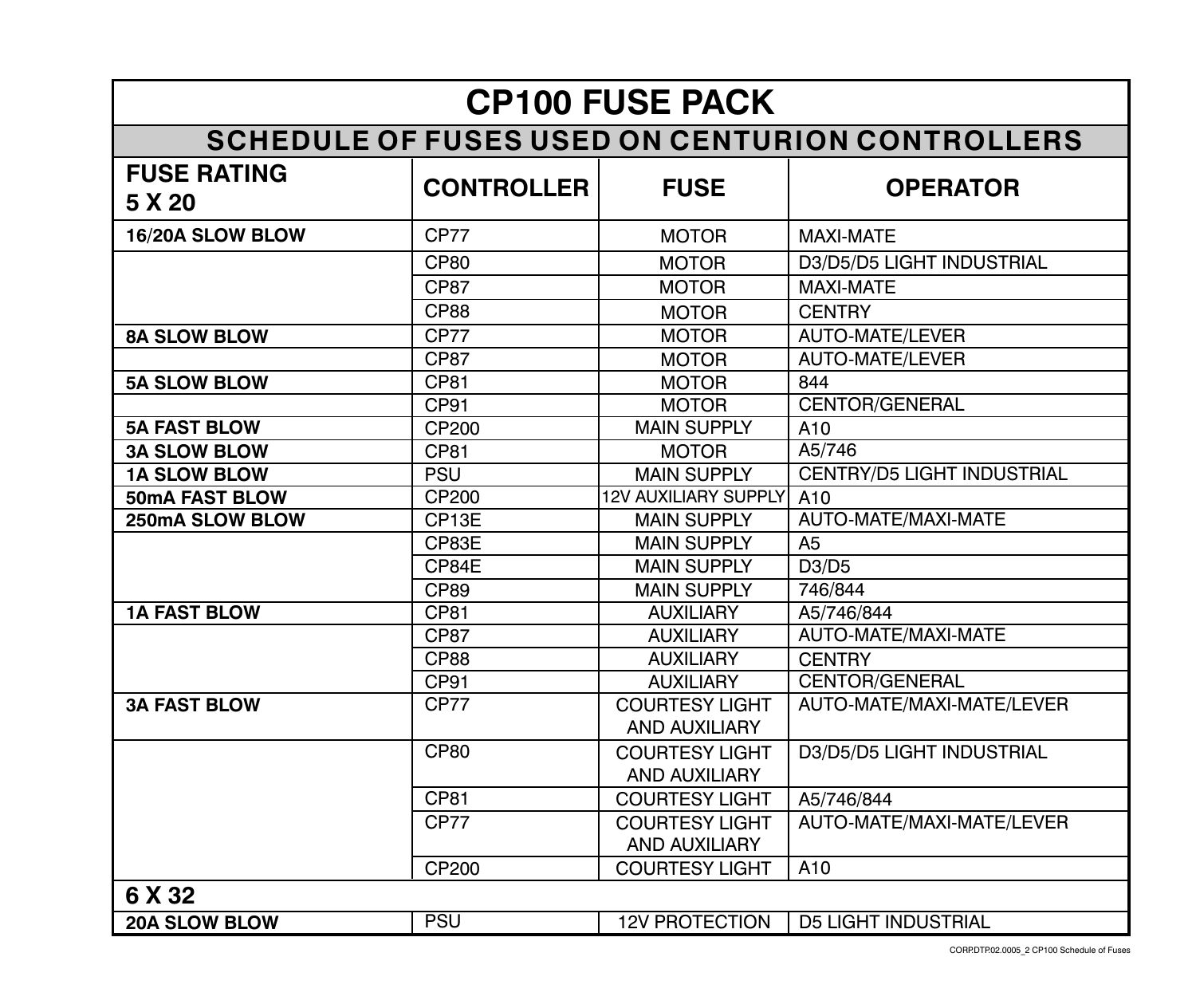# CP100 FUSE PACK

## SCHEDULE OF FUSES USED ON CENTURION CONTROLLERS

| FUSE RATING 5 X 20 | CONTROLLER | FUSE | OPERATOR |
|---|---|---|---|
| **16/20A SLOW BLOW** | CP77 | MOTOR | MAXI-MATE |
| | CP80 | MOTOR | D3/D5/D5 LIGHT INDUSTRIAL |
| | CP87 | MOTOR | MAXI-MATE |
| | CP88 | MOTOR | CENTRY |
| **8A SLOW BLOW** | CP77 | MOTOR | AUTO-MATE/LEVER |
| | CP87 | MOTOR | AUTO-MATE/LEVER |
| **5A SLOW BLOW** | CP81 | MOTOR | 844 |
| | CP91 | MOTOR | CENTOR/GENERAL |
| **5A FAST BLOW** | CP200 | MAIN SUPPLY | A10 |
| **3A SLOW BLOW** | CP81 | MOTOR | A5/746 |
| **1A SLOW BLOW** | PSU | MAIN SUPPLY | CENTRY/D5 LIGHT INDUSTRIAL |
| **50mA FAST BLOW** | CP200 | 12V AUXILIARY SUPPLY | A10 |
| **250mA SLOW BLOW** | CP13E | MAIN SUPPLY | AUTO-MATE/MAXI-MATE |
| | CP83E | MAIN SUPPLY | A5 |
| | CP84E | MAIN SUPPLY | D3/D5 |
| | CP89 | MAIN SUPPLY | 746/844 |
| **1A FAST BLOW** | CP81 | AUXILIARY | A5/746/844 |
| | CP87 | AUXILIARY | AUTO-MATE/MAXI-MATE |
| | CP88 | AUXILIARY | CENTRY |
| | CP91 | AUXILIARY | CENTOR/GENERAL |
| **3A FAST BLOW** | CP77 | COURTESY LIGHT AND AUXILIARY | AUTO-MATE/MAXI-MATE/LEVER |
| | CP80 | COURTESY LIGHT AND AUXILIARY | D3/D5/D5 LIGHT INDUSTRIAL |
| | CP81 | COURTESY LIGHT | A5/746/844 |
| | CP77 | COURTESY LIGHT AND AUXILIARY | AUTO-MATE/MAXI-MATE/LEVER |
| | CP200 | COURTESY LIGHT | A10 |
| **6 X 32** | | | |
| **20A SLOW BLOW** | PSU | 12V PROTECTION | D5 LIGHT INDUSTRIAL |

CORP.DTP.02.0005_2 CP100 Schedule of Fuses